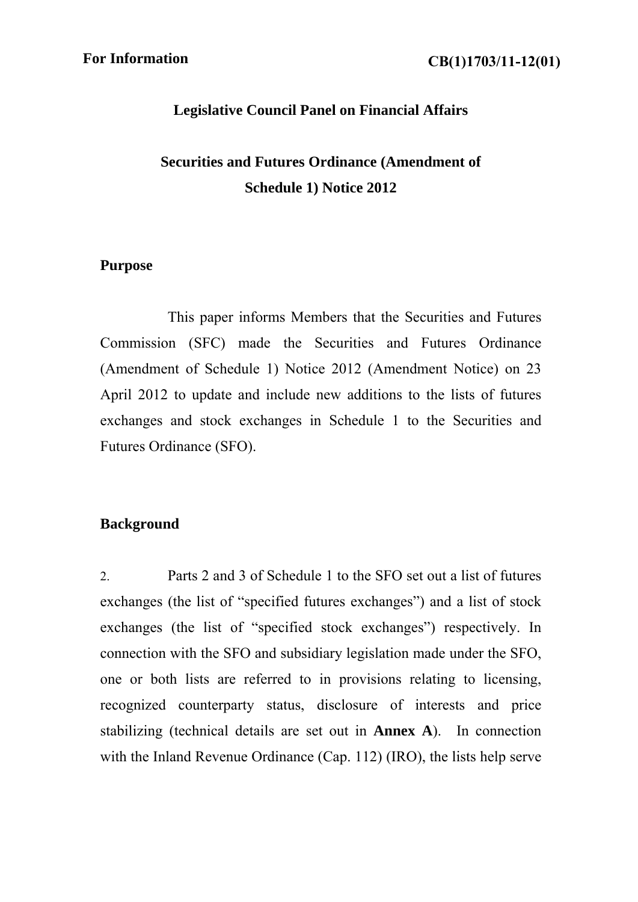**For Information** **CB(1)1703/11-12(01)**

**Legislative Council Panel on Financial Affairs**

**Securities and Futures Ordinance (Amendment of Schedule 1) Notice 2012**

## Purpose

This paper informs Members that the Securities and Futures Commission (SFC) made the Securities and Futures Ordinance (Amendment of Schedule 1) Notice 2012 (Amendment Notice) on 23 April 2012 to update and include new additions to the lists of futures exchanges and stock exchanges in Schedule 1 to the Securities and Futures Ordinance (SFO).

## Background

2. Parts 2 and 3 of Schedule 1 to the SFO set out a list of futures exchanges (the list of "specified futures exchanges") and a list of stock exchanges (the list of "specified stock exchanges") respectively. In connection with the SFO and subsidiary legislation made under the SFO, one or both lists are referred to in provisions relating to licensing, recognized counterparty status, disclosure of interests and price stabilizing (technical details are set out in **Annex A**). In connection with the Inland Revenue Ordinance (Cap. 112) (IRO), the lists help serve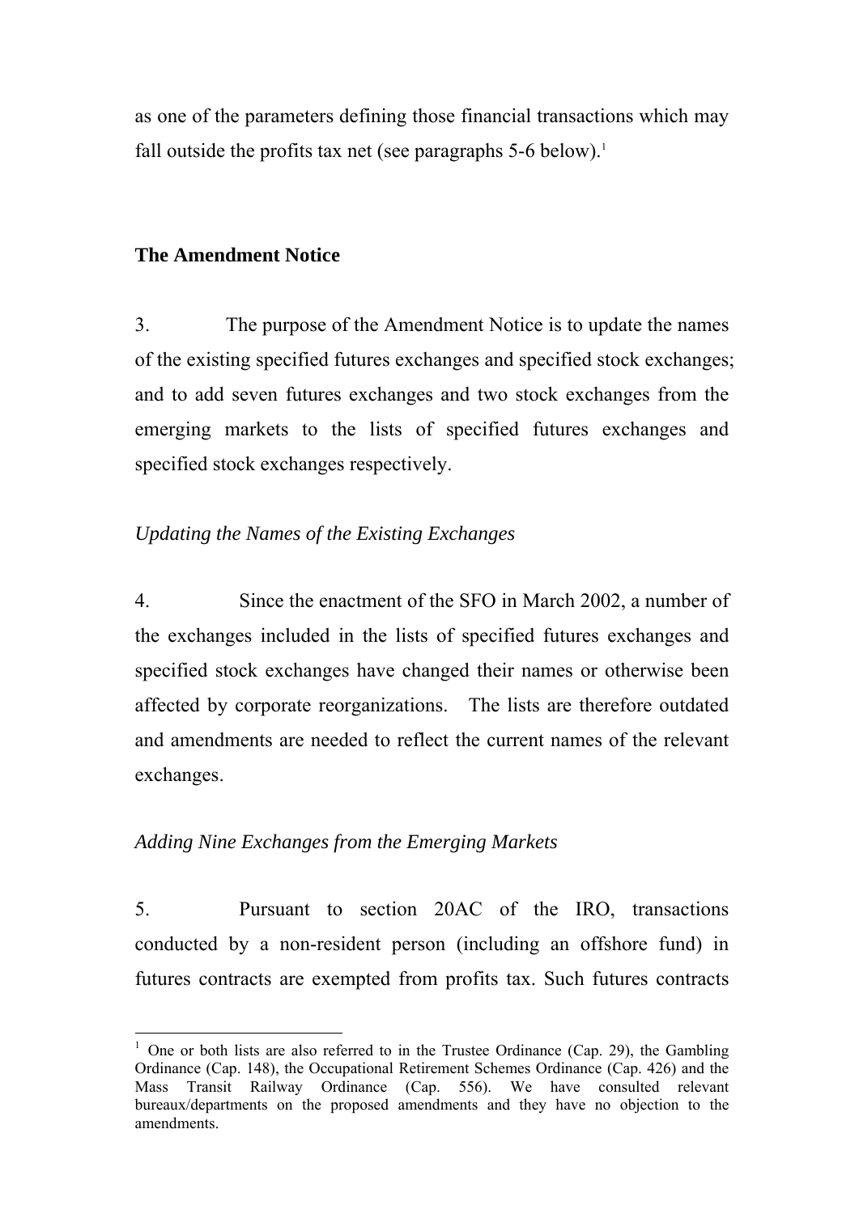as one of the parameters defining those financial transactions which may fall outside the profits tax net (see paragraphs 5-6 below).[1]

## The Amendment Notice

3. The purpose of the Amendment Notice is to update the names of the existing specified futures exchanges and specified stock exchanges; and to add seven futures exchanges and two stock exchanges from the emerging markets to the lists of specified futures exchanges and specified stock exchanges respectively.

*Updating the Names of the Existing Exchanges*

4. Since the enactment of the SFO in March 2002, a number of the exchanges included in the lists of specified futures exchanges and specified stock exchanges have changed their names or otherwise been affected by corporate reorganizations. The lists are therefore outdated and amendments are needed to reflect the current names of the relevant exchanges.

*Adding Nine Exchanges from the Emerging Markets*

5. Pursuant to section 20AC of the IRO, transactions conducted by a non-resident person (including an offshore fund) in futures contracts are exempted from profits tax. Such futures contracts

---

[1] One or both lists are also referred to in the Trustee Ordinance (Cap. 29), the Gambling Ordinance (Cap. 148), the Occupational Retirement Schemes Ordinance (Cap. 426) and the Mass Transit Railway Ordinance (Cap. 556). We have consulted relevant bureaux/departments on the proposed amendments and they have no objection to the amendments.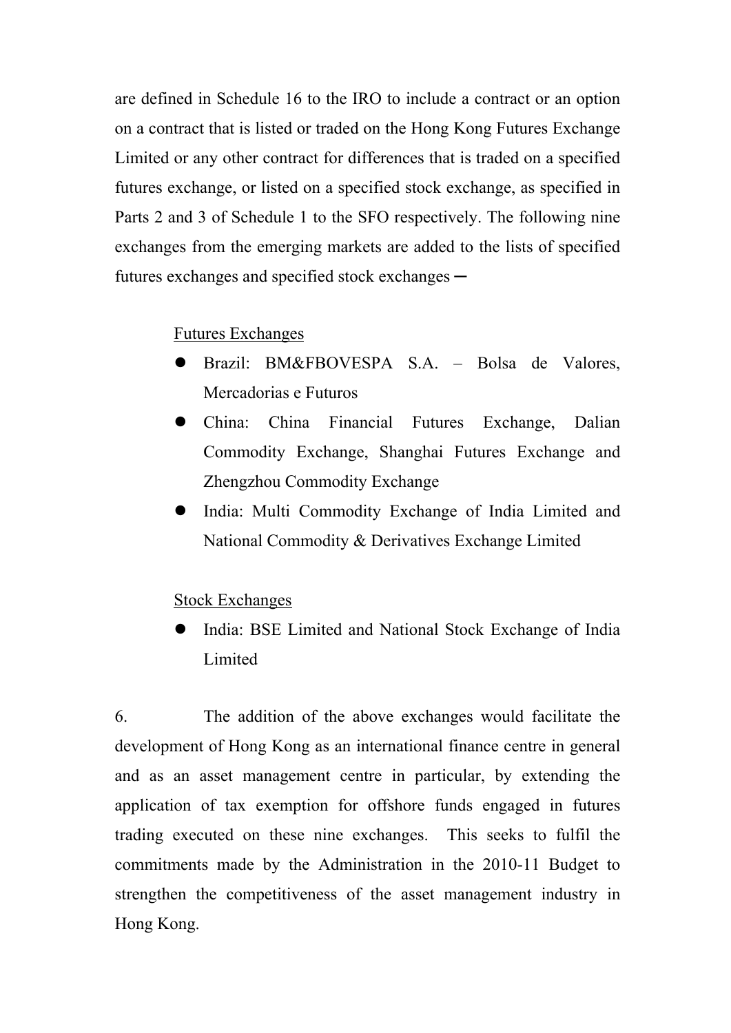are defined in Schedule 16 to the IRO to include a contract or an option on a contract that is listed or traded on the Hong Kong Futures Exchange Limited or any other contract for differences that is traded on a specified futures exchange, or listed on a specified stock exchange, as specified in Parts 2 and 3 of Schedule 1 to the SFO respectively. The following nine exchanges from the emerging markets are added to the lists of specified futures exchanges and specified stock exchanges ─

<u>Futures Exchanges</u>

- Brazil: BM&FBOVESPA S.A. – Bolsa de Valores, Mercadorias e Futuros
- China: China Financial Futures Exchange, Dalian Commodity Exchange, Shanghai Futures Exchange and Zhengzhou Commodity Exchange
- India: Multi Commodity Exchange of India Limited and National Commodity & Derivatives Exchange Limited

<u>Stock Exchanges</u>

- India: BSE Limited and National Stock Exchange of India Limited

6. The addition of the above exchanges would facilitate the development of Hong Kong as an international finance centre in general and as an asset management centre in particular, by extending the application of tax exemption for offshore funds engaged in futures trading executed on these nine exchanges. This seeks to fulfil the commitments made by the Administration in the 2010-11 Budget to strengthen the competitiveness of the asset management industry in Hong Kong.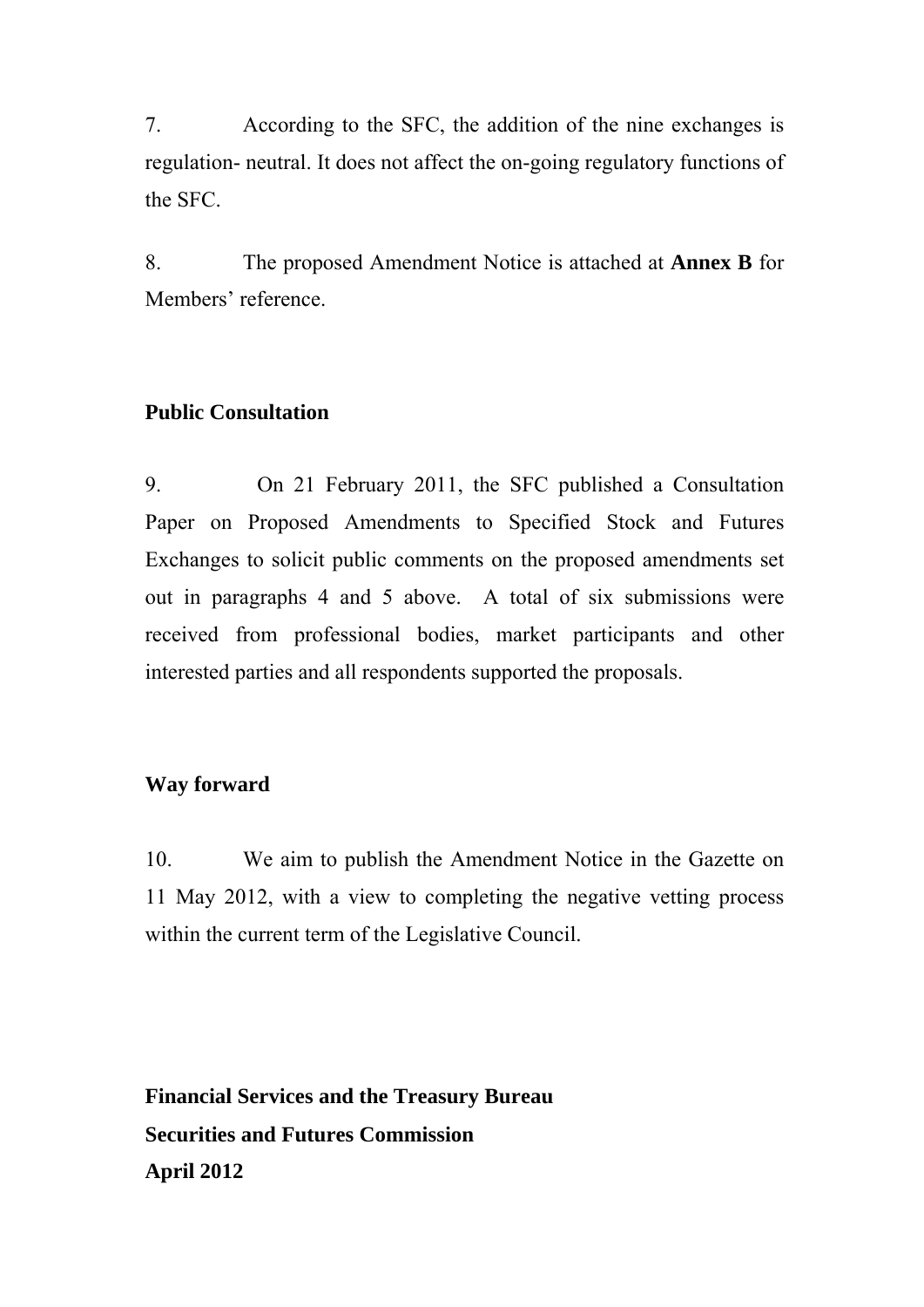7. According to the SFC, the addition of the nine exchanges is regulation- neutral. It does not affect the on-going regulatory functions of the SFC.

8. The proposed Amendment Notice is attached at **Annex B** for Members' reference.

**Public Consultation**

9. On 21 February 2011, the SFC published a Consultation Paper on Proposed Amendments to Specified Stock and Futures Exchanges to solicit public comments on the proposed amendments set out in paragraphs 4 and 5 above. A total of six submissions were received from professional bodies, market participants and other interested parties and all respondents supported the proposals.

**Way forward**

10. We aim to publish the Amendment Notice in the Gazette on 11 May 2012, with a view to completing the negative vetting process within the current term of the Legislative Council.

**Financial Services and the Treasury Bureau**
**Securities and Futures Commission**
**April 2012**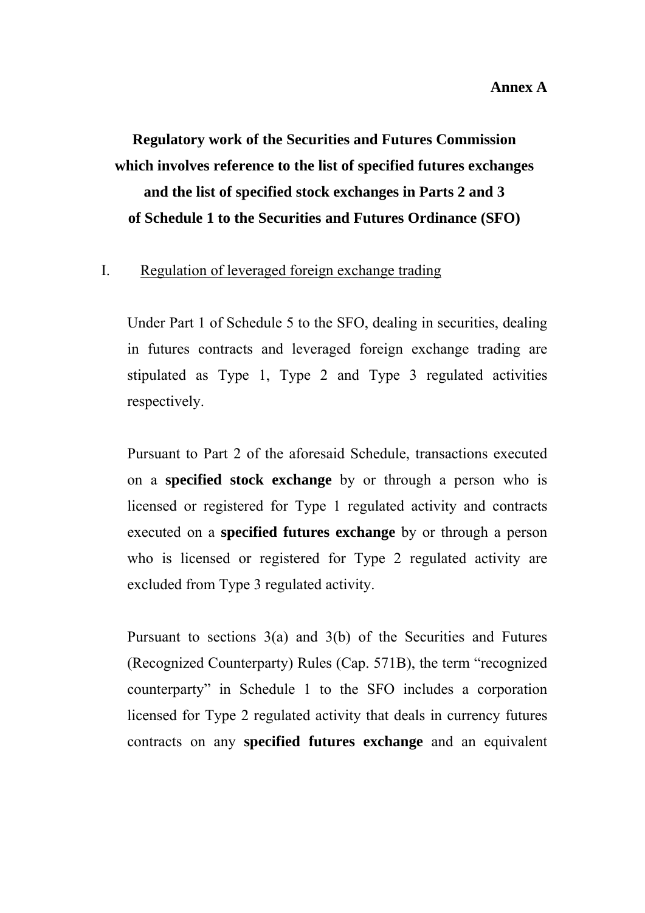**Annex A**

**Regulatory work of the Securities and Futures Commission which involves reference to the list of specified futures exchanges and the list of specified stock exchanges in Parts 2 and 3 of Schedule 1 to the Securities and Futures Ordinance (SFO)**

I. Regulation of leveraged foreign exchange trading

Under Part 1 of Schedule 5 to the SFO, dealing in securities, dealing in futures contracts and leveraged foreign exchange trading are stipulated as Type 1, Type 2 and Type 3 regulated activities respectively.

Pursuant to Part 2 of the aforesaid Schedule, transactions executed on a **specified stock exchange** by or through a person who is licensed or registered for Type 1 regulated activity and contracts executed on a **specified futures exchange** by or through a person who is licensed or registered for Type 2 regulated activity are excluded from Type 3 regulated activity.

Pursuant to sections 3(a) and 3(b) of the Securities and Futures (Recognized Counterparty) Rules (Cap. 571B), the term "recognized counterparty" in Schedule 1 to the SFO includes a corporation licensed for Type 2 regulated activity that deals in currency futures contracts on any **specified futures exchange** and an equivalent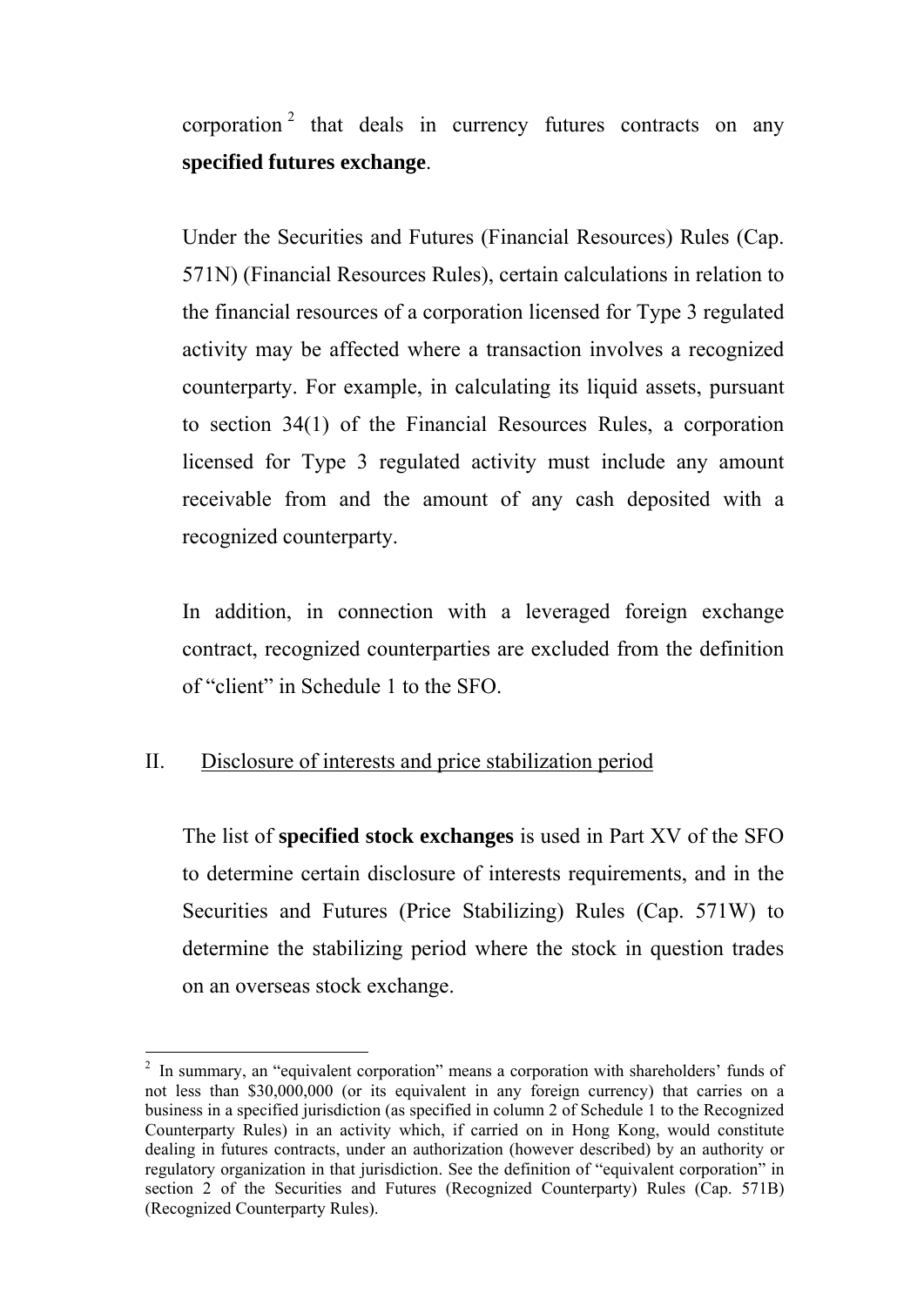corporation[2] that deals in currency futures contracts on any **specified futures exchange**.

Under the Securities and Futures (Financial Resources) Rules (Cap. 571N) (Financial Resources Rules), certain calculations in relation to the financial resources of a corporation licensed for Type 3 regulated activity may be affected where a transaction involves a recognized counterparty. For example, in calculating its liquid assets, pursuant to section 34(1) of the Financial Resources Rules, a corporation licensed for Type 3 regulated activity must include any amount receivable from and the amount of any cash deposited with a recognized counterparty.

In addition, in connection with a leveraged foreign exchange contract, recognized counterparties are excluded from the definition of "client" in Schedule 1 to the SFO.

II. Disclosure of interests and price stabilization period

The list of **specified stock exchanges** is used in Part XV of the SFO to determine certain disclosure of interests requirements, and in the Securities and Futures (Price Stabilizing) Rules (Cap. 571W) to determine the stabilizing period where the stock in question trades on an overseas stock exchange.

[2] In summary, an "equivalent corporation" means a corporation with shareholders' funds of not less than $30,000,000 (or its equivalent in any foreign currency) that carries on a business in a specified jurisdiction (as specified in column 2 of Schedule 1 to the Recognized Counterparty Rules) in an activity which, if carried on in Hong Kong, would constitute dealing in futures contracts, under an authorization (however described) by an authority or regulatory organization in that jurisdiction. See the definition of "equivalent corporation" in section 2 of the Securities and Futures (Recognized Counterparty) Rules (Cap. 571B) (Recognized Counterparty Rules).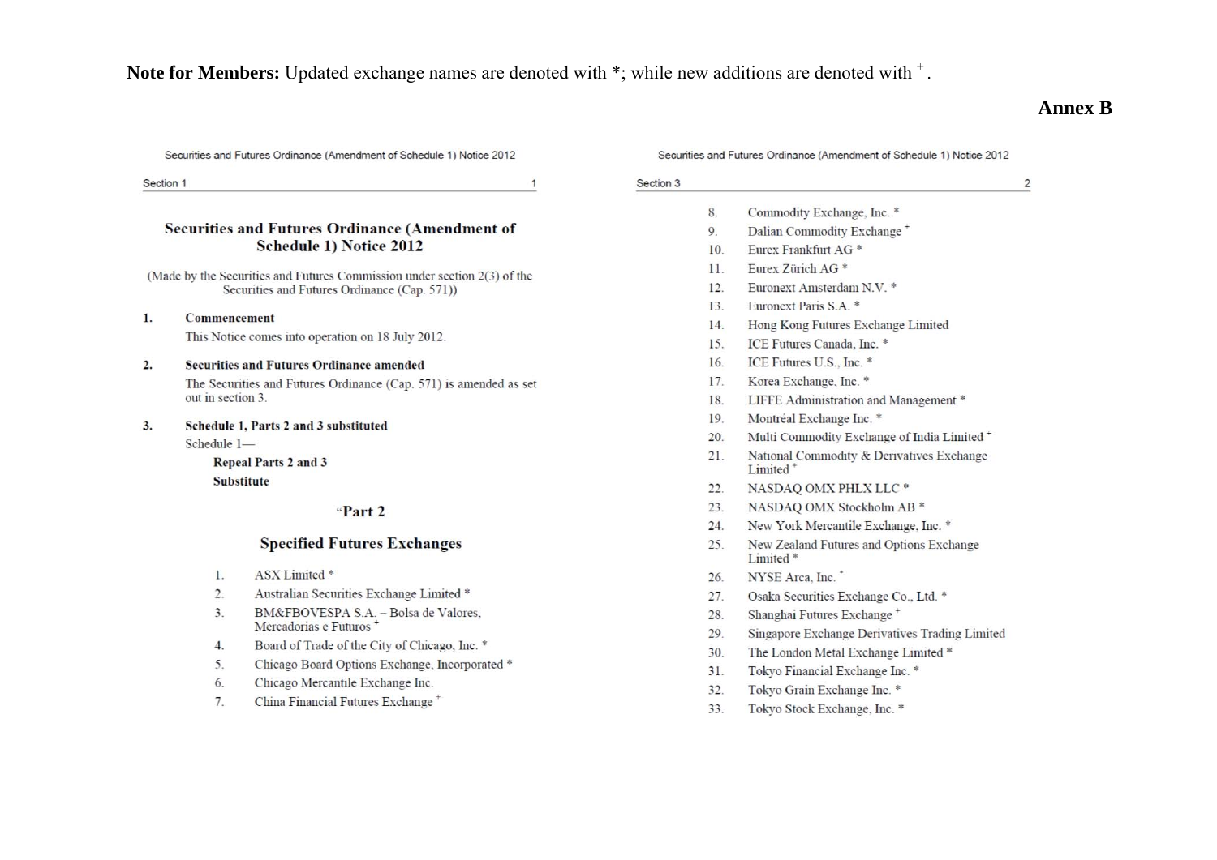**Note for Members:** Updated exchange names are denoted with *; while new additions are denoted with +.

**Annex B**

Securities and Futures Ordinance (Amendment of Schedule 1) Notice 2012

Section 1

# Securities and Futures Ordinance (Amendment of Schedule 1) Notice 2012

(Made by the Securities and Futures Commission under section 2(3) of the Securities and Futures Ordinance (Cap. 571))

**1. Commencement**

This Notice comes into operation on 18 July 2012.

**2. Securities and Futures Ordinance amended**

The Securities and Futures Ordinance (Cap. 571) is amended as set out in section 3.

**3. Schedule 1, Parts 2 and 3 substituted**

Schedule 1—

**Repeal Parts 2 and 3**

**Substitute**

## “Part 2

## Specified Futures Exchanges

1. ASX Limited *
2. Australian Securities Exchange Limited *
3. BM&FBOVESPA S.A. – Bolsa de Valores, Mercadorias e Futuros +
4. Board of Trade of the City of Chicago, Inc. *
5. Chicago Board Options Exchange, Incorporated *
6. Chicago Mercantile Exchange Inc.
7. China Financial Futures Exchange +
8. Commodity Exchange, Inc. *
9. Dalian Commodity Exchange +
10. Eurex Frankfurt AG *
11. Eurex Zürich AG *
12. Euronext Amsterdam N.V. *
13. Euronext Paris S.A. *
14. Hong Kong Futures Exchange Limited
15. ICE Futures Canada, Inc. *
16. ICE Futures U.S., Inc. *
17. Korea Exchange, Inc. *
18. LIFFE Administration and Management *
19. Montréal Exchange Inc. *
20. Multi Commodity Exchange of India Limited +
21. National Commodity & Derivatives Exchange Limited +
22. NASDAQ OMX PHLX LLC *
23. NASDAQ OMX Stockholm AB *
24. New York Mercantile Exchange, Inc. *
25. New Zealand Futures and Options Exchange Limited *
26. NYSE Arca, Inc. *
27. Osaka Securities Exchange Co., Ltd. *
28. Shanghai Futures Exchange +
29. Singapore Exchange Derivatives Trading Limited
30. The London Metal Exchange Limited *
31. Tokyo Financial Exchange Inc. *
32. Tokyo Grain Exchange Inc. *
33. Tokyo Stock Exchange, Inc. *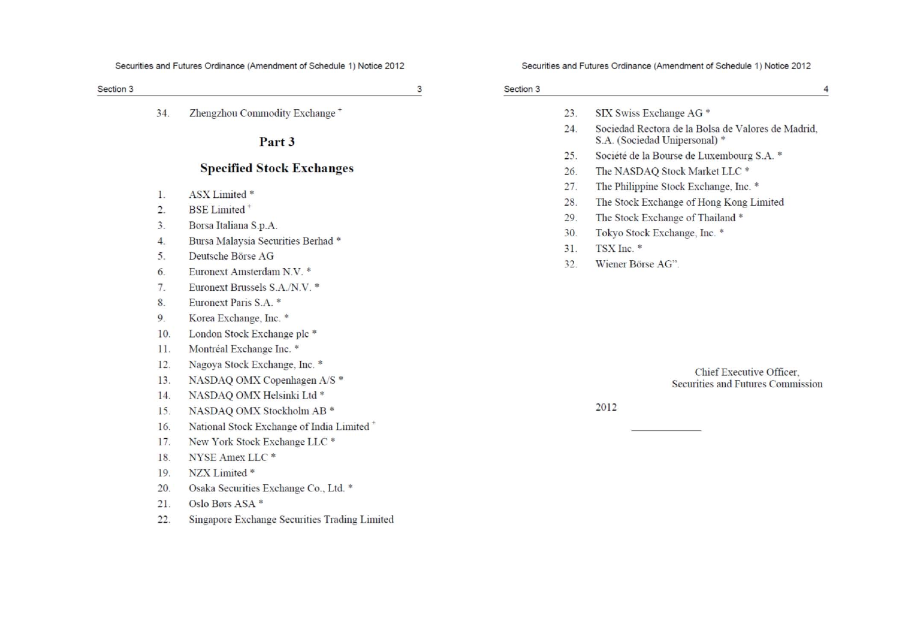34. Zhengzhou Commodity Exchange +

## Part 3

## Specified Stock Exchanges

1. ASX Limited *
2. BSE Limited +
3. Borsa Italiana S.p.A.
4. Bursa Malaysia Securities Berhad *
5. Deutsche Börse AG
6. Euronext Amsterdam N.V. *
7. Euronext Brussels S.A./N.V. *
8. Euronext Paris S.A. *
9. Korea Exchange, Inc. *
10. London Stock Exchange plc *
11. Montréal Exchange Inc. *
12. Nagoya Stock Exchange, Inc. *
13. NASDAQ OMX Copenhagen A/S *
14. NASDAQ OMX Helsinki Ltd *
15. NASDAQ OMX Stockholm AB *
16. National Stock Exchange of India Limited +
17. New York Stock Exchange LLC *
18. NYSE Amex LLC *
19. NZX Limited *
20. Osaka Securities Exchange Co., Ltd. *
21. Oslo Børs ASA *
22. Singapore Exchange Securities Trading Limited
23. SIX Swiss Exchange AG *
24. Sociedad Rectora de la Bolsa de Valores de Madrid, S.A. (Sociedad Unipersonal) *
25. Société de la Bourse de Luxembourg S.A. *
26. The NASDAQ Stock Market LLC *
27. The Philippine Stock Exchange, Inc. *
28. The Stock Exchange of Hong Kong Limited
29. The Stock Exchange of Thailand *
30. Tokyo Stock Exchange, Inc. *
31. TSX Inc. *
32. Wiener Börse AG".

Chief Executive Officer,
Securities and Futures Commission

2012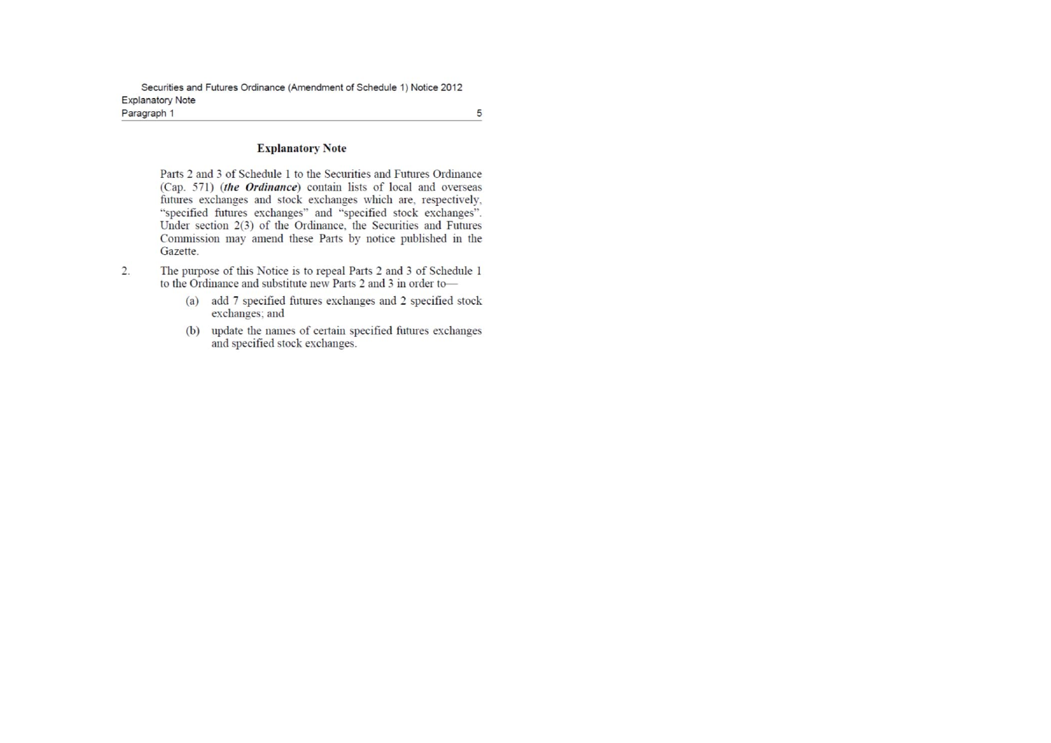## Explanatory Note

Parts 2 and 3 of Schedule 1 to the Securities and Futures Ordinance (Cap. 571) (***the Ordinance***) contain lists of local and overseas futures exchanges and stock exchanges which are, respectively, "specified futures exchanges" and "specified stock exchanges". Under section 2(3) of the Ordinance, the Securities and Futures Commission may amend these Parts by notice published in the Gazette.

2. The purpose of this Notice is to repeal Parts 2 and 3 of Schedule 1 to the Ordinance and substitute new Parts 2 and 3 in order to—

   (a) add 7 specified futures exchanges and 2 specified stock exchanges; and

   (b) update the names of certain specified futures exchanges and specified stock exchanges.